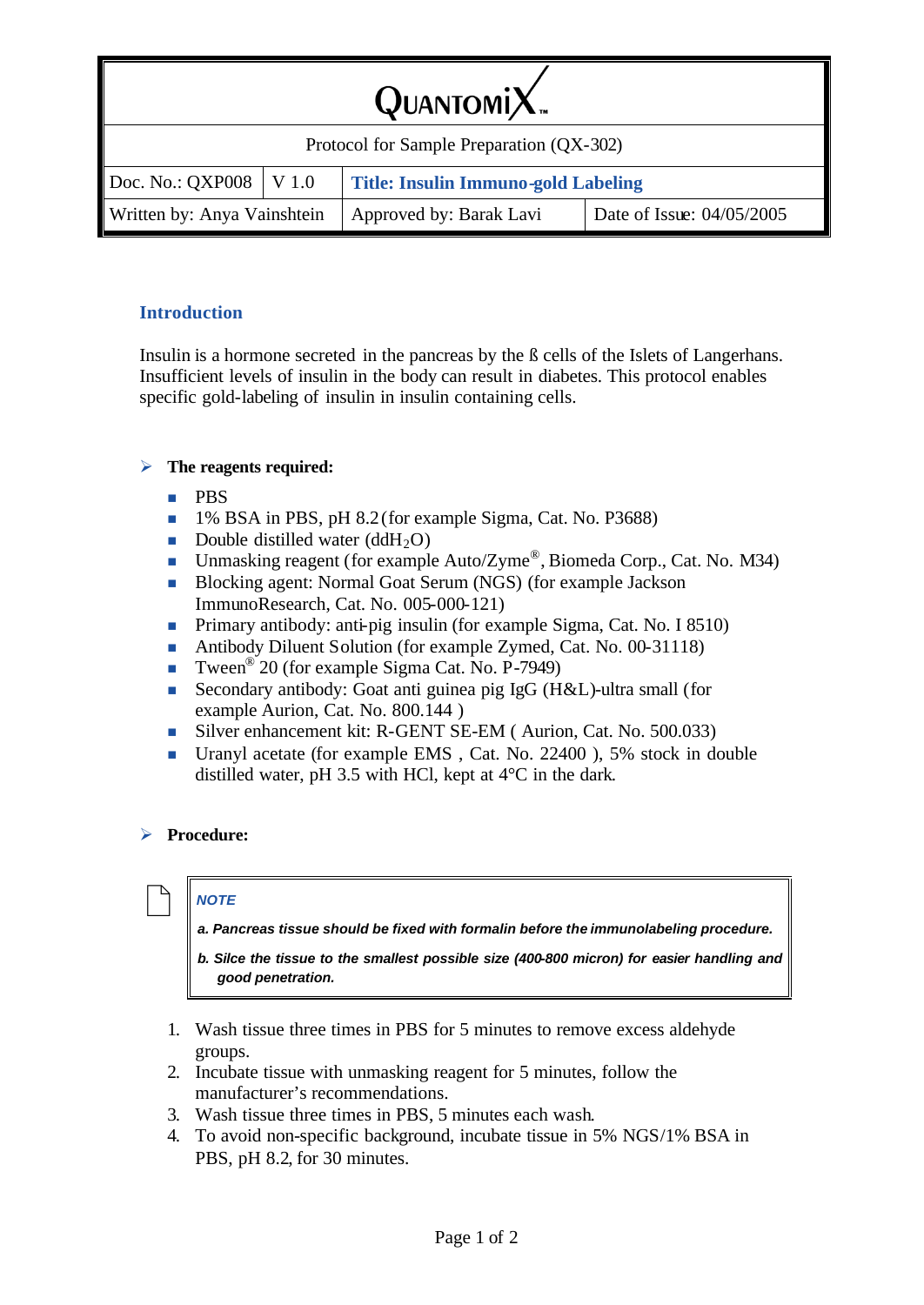| QUANTOMIX™ | | | |
|---|---|---|---|
| Protocol for Sample Preparation (QX-302) | | | |
| Doc. No.: QXP008 | V 1.0 | **Title: Insulin Immuno-gold Labeling** | |
| Written by: Anya Vainshtein | | Approved by: Barak Lavi | Date of Issue: 04/05/2005 |

## Introduction

Insulin is a hormone secreted in the pancreas by the ß cells of the Islets of Langerhans. Insufficient levels of insulin in the body can result in diabetes. This protocol enables specific gold-labeling of insulin in insulin containing cells.

### The reagents required:

- PBS
- 1% BSA in PBS, pH 8.2 (for example Sigma, Cat. No. P3688)
- Double distilled water (dd$H_2O$)
- Unmasking reagent (for example Auto/Zyme®, Biomeda Corp., Cat. No. M34)
- Blocking agent: Normal Goat Serum (NGS) (for example Jackson ImmunoResearch, Cat. No. 005-000-121)
- Primary antibody: anti-pig insulin (for example Sigma, Cat. No. I 8510)
- Antibody Diluent Solution (for example Zymed, Cat. No. 00-31118)
- Tween® 20 (for example Sigma Cat. No. P-7949)
- Secondary antibody: Goat anti guinea pig IgG (H&L)-ultra small (for example Aurion, Cat. No. 800.144 )
- Silver enhancement kit: R-GENT SE-EM ( Aurion, Cat. No. 500.033)
- Uranyl acetate (for example EMS , Cat. No. 22400 ), 5% stock in double distilled water, pH 3.5 with HCl, kept at 4°C in the dark.

### Procedure:

> ***NOTE***
>
> ***a. Pancreas tissue should be fixed with formalin before the immunolabeling procedure.***
>
> ***b. Silce the tissue to the smallest possible size (400-800 micron) for easier handling and good penetration.***

1. Wash tissue three times in PBS for 5 minutes to remove excess aldehyde groups.
2. Incubate tissue with unmasking reagent for 5 minutes, follow the manufacturer's recommendations.
3. Wash tissue three times in PBS, 5 minutes each wash.
4. To avoid non-specific background, incubate tissue in 5% NGS/1% BSA in PBS, pH 8.2, for 30 minutes.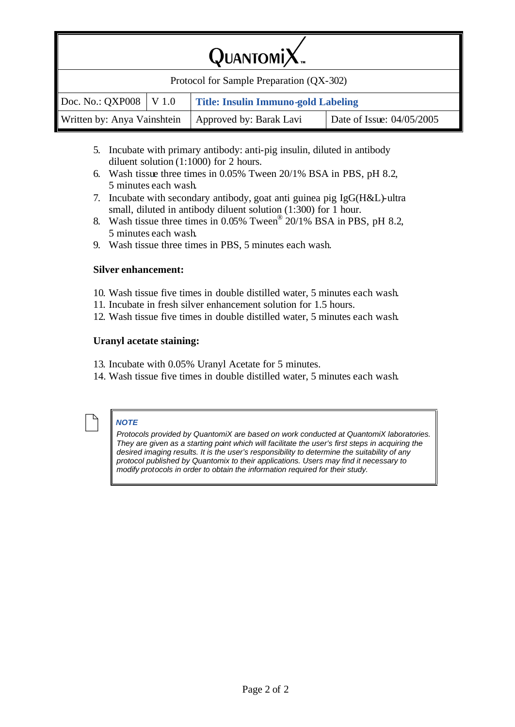5. Incubate with primary antibody: anti-pig insulin, diluted in antibody diluent solution (1:1000) for 2 hours.
6. Wash tissue three times in 0.05% Tween 20/1% BSA in PBS, pH 8.2, 5 minutes each wash.
7. Incubate with secondary antibody, goat anti guinea pig IgG(H&L)-ultra small, diluted in antibody diluent solution (1:300) for 1 hour.
8. Wash tissue three times in 0.05% Tween® 20/1% BSA in PBS, pH 8.2, 5 minutes each wash.
9. Wash tissue three times in PBS, 5 minutes each wash.

**Silver enhancement:**

10. Wash tissue five times in double distilled water, 5 minutes each wash.
11. Incubate in fresh silver enhancement solution for 1.5 hours.
12. Wash tissue five times in double distilled water, 5 minutes each wash.

**Uranyl acetate staining:**

13. Incubate with 0.05% Uranyl Acetate for 5 minutes.
14. Wash tissue five times in double distilled water, 5 minutes each wash.

> ***NOTE***
>
> *Protocols provided by QuantomiX are based on work conducted at QuantomiX laboratories. They are given as a starting point which will facilitate the user's first steps in acquiring the desired imaging results. It is the user's responsibility to determine the suitability of any protocol published by Quantomix to their applications. Users may find it necessary to modify protocols in order to obtain the information required for their study.*